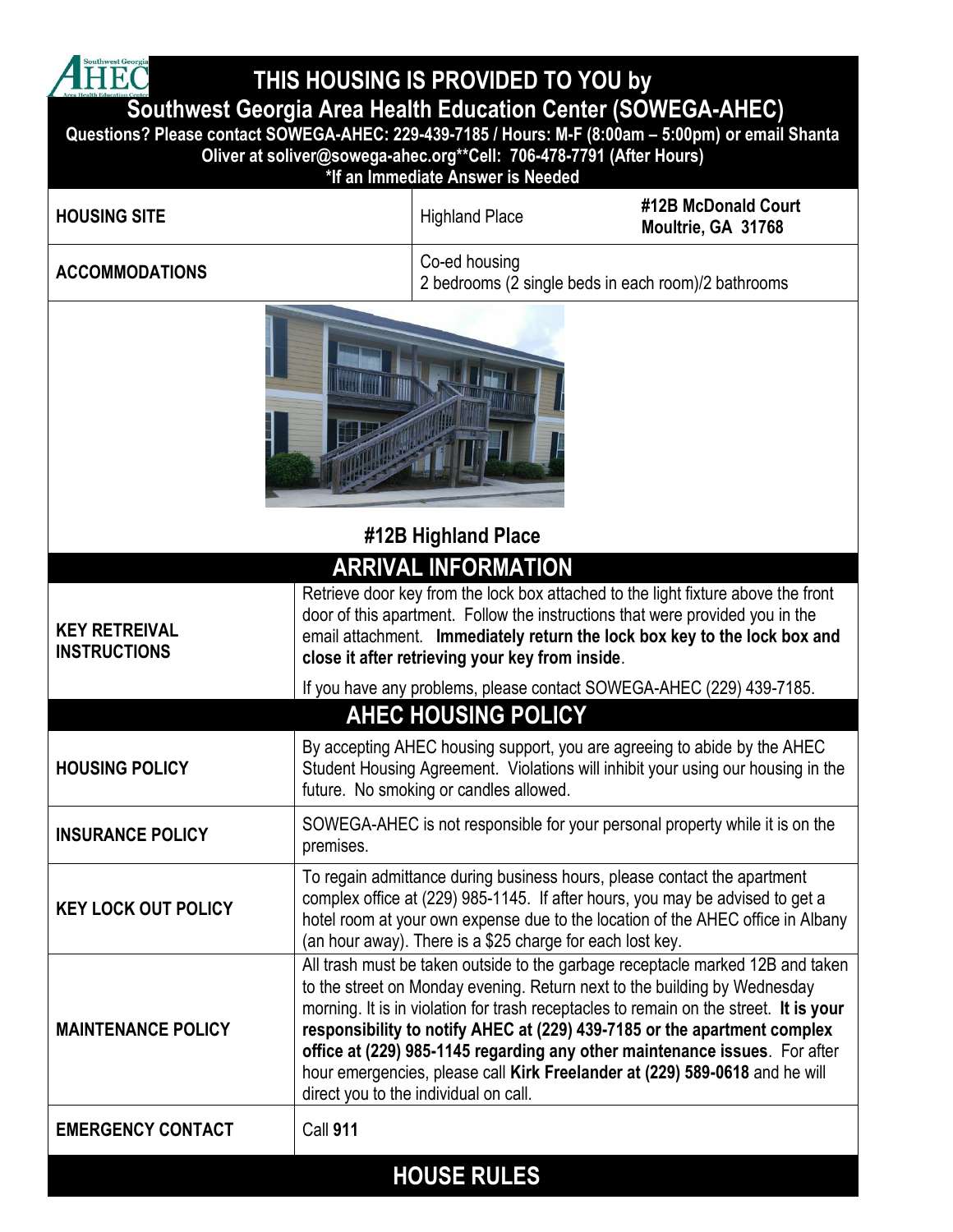# THIS HOUSING IS PROVIDED TO YOU by
## Southwest Georgia Area Health Education Center (SOWEGA-AHEC)

**Questions? Please contact SOWEGA-AHEC: 229-439-7185 / Hours: M-F (8:00am – 5:00pm) or email Shanta Oliver at soliver@sowega-ahec.org**Cell: 706-478-7791 (After Hours) *If an Immediate Answer is Needed**

| | | |
|---|---|---|
| **HOUSING SITE** | Highland Place | **#12B McDonald Court Moultrie, GA 31768** |
| **ACCOMMODATIONS** | Co-ed housing<br>2 bedrooms (2 single beds in each room)/2 bathrooms | |

**#12B Highland Place**

## ARRIVAL INFORMATION

| | |
|---|---|
| **KEY RETREIVAL INSTRUCTIONS** | Retrieve door key from the lock box attached to the light fixture above the front door of this apartment. Follow the instructions that were provided you in the email attachment. **Immediately return the lock box key to the lock box and close it after retrieving your key from inside**.<br><br>If you have any problems, please contact SOWEGA-AHEC (229) 439-7185. |

## AHEC HOUSING POLICY

| | |
|---|---|
| **HOUSING POLICY** | By accepting AHEC housing support, you are agreeing to abide by the AHEC Student Housing Agreement. Violations will inhibit your using our housing in the future. No smoking or candles allowed. |
| **INSURANCE POLICY** | SOWEGA-AHEC is not responsible for your personal property while it is on the premises. |
| **KEY LOCK OUT POLICY** | To regain admittance during business hours, please contact the apartment complex office at (229) 985-1145. If after hours, you may be advised to get a hotel room at your own expense due to the location of the AHEC office in Albany (an hour away). There is a $25 charge for each lost key. |
| **MAINTENANCE POLICY** | All trash must be taken outside to the garbage receptacle marked 12B and taken to the street on Monday evening. Return next to the building by Wednesday morning. It is in violation for trash receptacles to remain on the street. **It is your responsibility to notify AHEC at (229) 439-7185 or the apartment complex office at (229) 985-1145 regarding any other maintenance issues**. For after hour emergencies, please call **Kirk Freelander at (229) 589-0618** and he will direct you to the individual on call. |
| **EMERGENCY CONTACT** | Call **911** |

## HOUSE RULES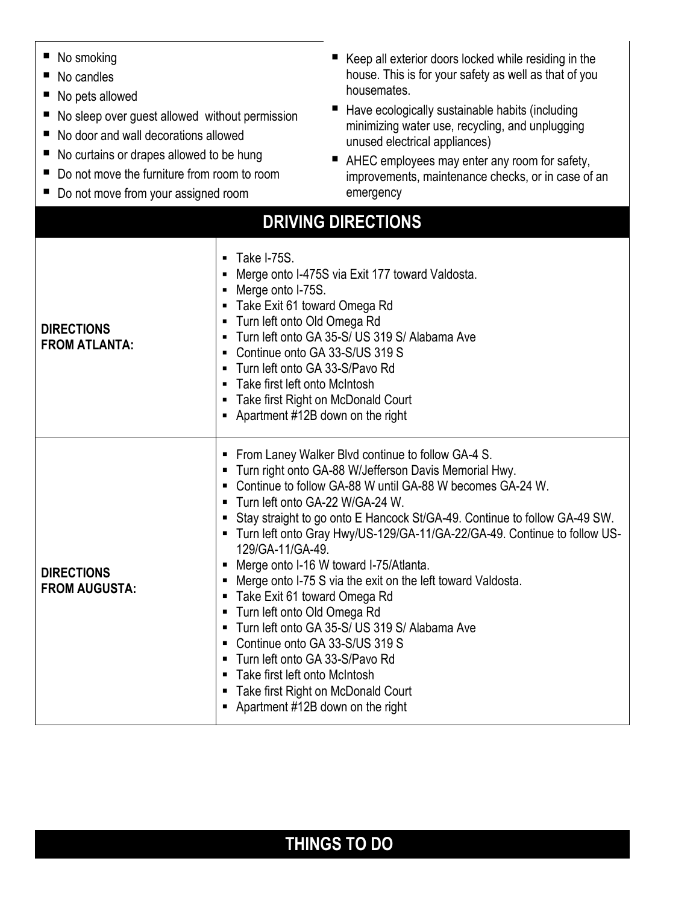- No smoking
- No candles
- No pets allowed
- No sleep over guest allowed  without permission
- No door and wall decorations allowed
- No curtains or drapes allowed to be hung
- Do not move the furniture from room to room
- Do not move from your assigned room
- Keep all exterior doors locked while residing in the house. This is for your safety as well as that of you housemates.
- Have ecologically sustainable habits (including minimizing water use, recycling, and unplugging unused electrical appliances)
- AHEC employees may enter any room for safety, improvements, maintenance checks, or in case of an emergency

## DRIVING DIRECTIONS

| | |
|---|---|
| **DIRECTIONS FROM ATLANTA:** | • Take I-75S.<br>• Merge onto I-475S via Exit 177 toward Valdosta.<br>• Merge onto I-75S.<br>• Take Exit 61 toward Omega Rd<br>• Turn left onto Old Omega Rd<br>• Turn left onto GA 35-S/ US 319 S/ Alabama Ave<br>• Continue onto GA 33-S/US 319 S<br>• Turn left onto GA 33-S/Pavo Rd<br>• Take first left onto McIntosh<br>• Take first Right on McDonald Court<br>• Apartment #12B down on the right |
| **DIRECTIONS FROM AUGUSTA:** | • From Laney Walker Blvd continue to follow GA-4 S.<br>• Turn right onto GA-88 W/Jefferson Davis Memorial Hwy.<br>• Continue to follow GA-88 W until GA-88 W becomes GA-24 W.<br>• Turn left onto GA-22 W/GA-24 W.<br>• Stay straight to go onto E Hancock St/GA-49. Continue to follow GA-49 SW.<br>• Turn left onto Gray Hwy/US-129/GA-11/GA-22/GA-49. Continue to follow US-129/GA-11/GA-49.<br>• Merge onto I-16 W toward I-75/Atlanta.<br>• Merge onto I-75 S via the exit on the left toward Valdosta.<br>• Take Exit 61 toward Omega Rd<br>• Turn left onto Old Omega Rd<br>• Turn left onto GA 35-S/ US 319 S/ Alabama Ave<br>• Continue onto GA 33-S/US 319 S<br>• Turn left onto GA 33-S/Pavo Rd<br>• Take first left onto McIntosh<br>• Take first Right on McDonald Court<br>• Apartment #12B down on the right |

## THINGS TO DO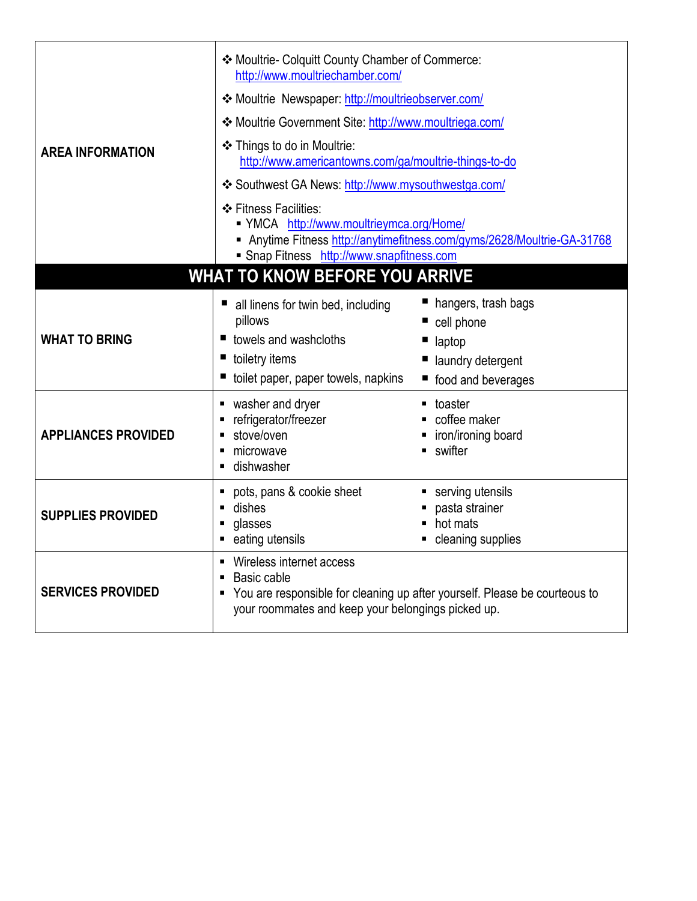| | |
|---|---|
| **AREA INFORMATION** | ❖ Moultrie- Colquitt County Chamber of Commerce: http://www.moultriechamber.com/<br>❖ Moultrie Newspaper: http://moultrieobserver.com/<br>❖ Moultrie Government Site: http://www.moultriega.com/<br>❖ Things to do in Moultrie: http://www.americantowns.com/ga/moultrie-things-to-do<br>❖ Southwest GA News: http://www.mysouthwestga.com/<br>❖ Fitness Facilities:<br>▪ YMCA http://www.moultrieymca.org/Home/<br>▪ Anytime Fitness http://anytimefitness.com/gyms/2628/Moultrie-GA-31768<br>▪ Snap Fitness http://www.snapfitness.com |

## WHAT TO KNOW BEFORE YOU ARRIVE

| | | |
|---|---|---|
| **WHAT TO BRING** | ▪ all linens for twin bed, including pillows<br>▪ towels and washcloths<br>▪ toiletry items<br>▪ toilet paper, paper towels, napkins | ▪ hangers, trash bags<br>▪ cell phone<br>▪ laptop<br>▪ laundry detergent<br>▪ food and beverages |
| **APPLIANCES PROVIDED** | ▪ washer and dryer<br>▪ refrigerator/freezer<br>▪ stove/oven<br>▪ microwave<br>▪ dishwasher | ▪ toaster<br>▪ coffee maker<br>▪ iron/ironing board<br>▪ swifter |
| **SUPPLIES PROVIDED** | ▪ pots, pans & cookie sheet<br>▪ dishes<br>▪ glasses<br>▪ eating utensils | ▪ serving utensils<br>▪ pasta strainer<br>▪ hot mats<br>▪ cleaning supplies |
| **SERVICES PROVIDED** | ▪ Wireless internet access<br>▪ Basic cable<br>▪ You are responsible for cleaning up after yourself. Please be courteous to your roommates and keep your belongings picked up. | |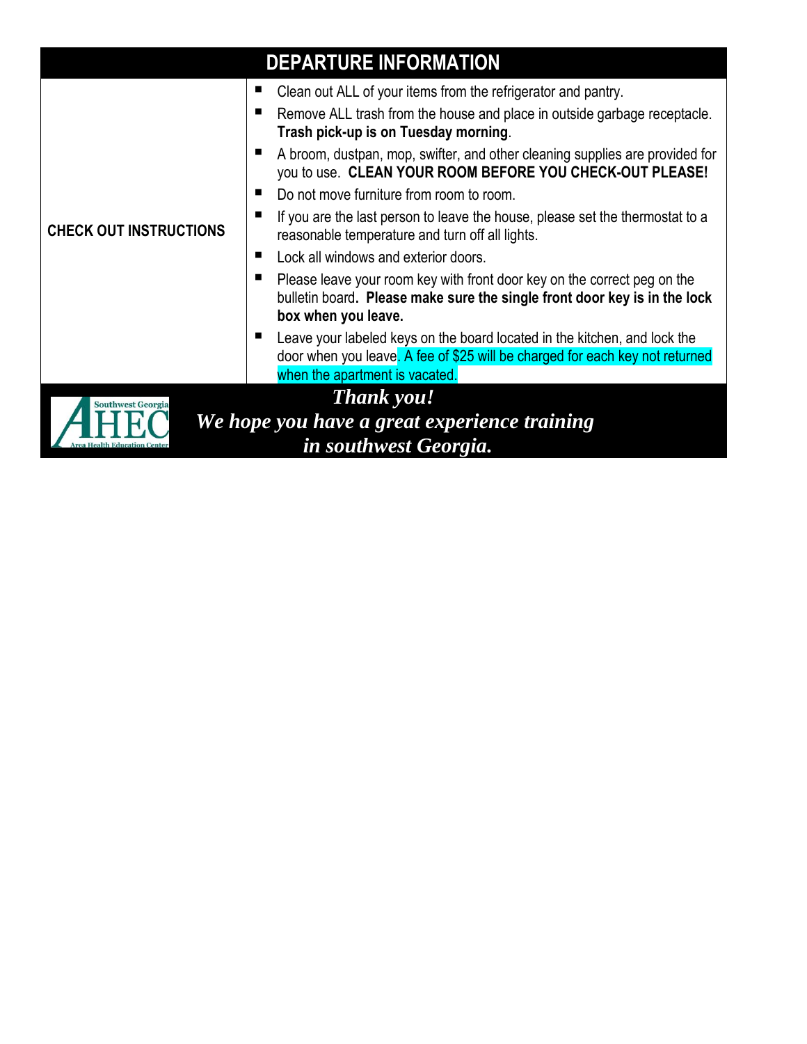## DEPARTURE INFORMATION

| | |
|---|---|
| **CHECK OUT INSTRUCTIONS** | ▪ Clean out ALL of your items from the refrigerator and pantry.<br>▪ Remove ALL trash from the house and place in outside garbage receptacle. **Trash pick-up is on Tuesday morning**.<br>▪ A broom, dustpan, mop, swifter, and other cleaning supplies are provided for you to use. **CLEAN YOUR ROOM BEFORE YOU CHECK-OUT PLEASE!**<br>▪ Do not move furniture from room to room.<br>▪ If you are the last person to leave the house, please set the thermostat to a reasonable temperature and turn off all lights.<br>▪ Lock all windows and exterior doors.<br>▪ Please leave your room key with front door key on the correct peg on the bulletin board**. Please make sure the single front door key is in the lock box when you leave.**<br>▪ Leave your labeled keys on the board located in the kitchen, and lock the door when you leave. A fee of $25 will be charged for each key not returned when the apartment is vacated. |

Southwest Georgia AHEC Area Health Education Center

***Thank you!***

***We hope you have a great experience training in southwest Georgia.***